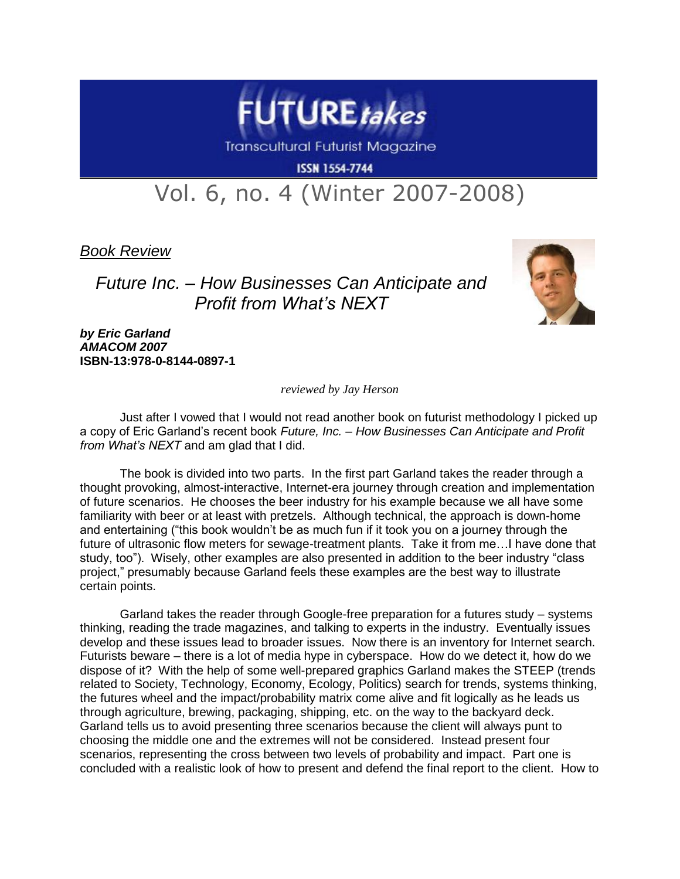# FUTURE *takes*

Transcultural Futurist Magazine

ISSN 1554-7744

## Vol. 6, no. 4 (Winter 2007-2008)

*Book Review*

## *Future Inc. – How Businesses Can Anticipate and Profit from What's NEXT*

***by Eric Garland***
***AMACOM 2007***
**ISBN-13:978-0-8144-0897-1**

*reviewed by Jay Herson*

Just after I vowed that I would not read another book on futurist methodology I picked up a copy of Eric Garland's recent book *Future, Inc. – How Businesses Can Anticipate and Profit from What's NEXT* and am glad that I did.

The book is divided into two parts. In the first part Garland takes the reader through a thought provoking, almost-interactive, Internet-era journey through creation and implementation of future scenarios. He chooses the beer industry for his example because we all have some familiarity with beer or at least with pretzels. Although technical, the approach is down-home and entertaining ("this book wouldn't be as much fun if it took you on a journey through the future of ultrasonic flow meters for sewage-treatment plants. Take it from me…I have done that study, too"). Wisely, other examples are also presented in addition to the beer industry "class project," presumably because Garland feels these examples are the best way to illustrate certain points.

Garland takes the reader through Google-free preparation for a futures study – systems thinking, reading the trade magazines, and talking to experts in the industry. Eventually issues develop and these issues lead to broader issues. Now there is an inventory for Internet search. Futurists beware – there is a lot of media hype in cyberspace. How do we detect it, how do we dispose of it? With the help of some well-prepared graphics Garland makes the STEEP (trends related to Society, Technology, Economy, Ecology, Politics) search for trends, systems thinking, the futures wheel and the impact/probability matrix come alive and fit logically as he leads us through agriculture, brewing, packaging, shipping, etc. on the way to the backyard deck. Garland tells us to avoid presenting three scenarios because the client will always punt to choosing the middle one and the extremes will not be considered. Instead present four scenarios, representing the cross between two levels of probability and impact. Part one is concluded with a realistic look of how to present and defend the final report to the client. How to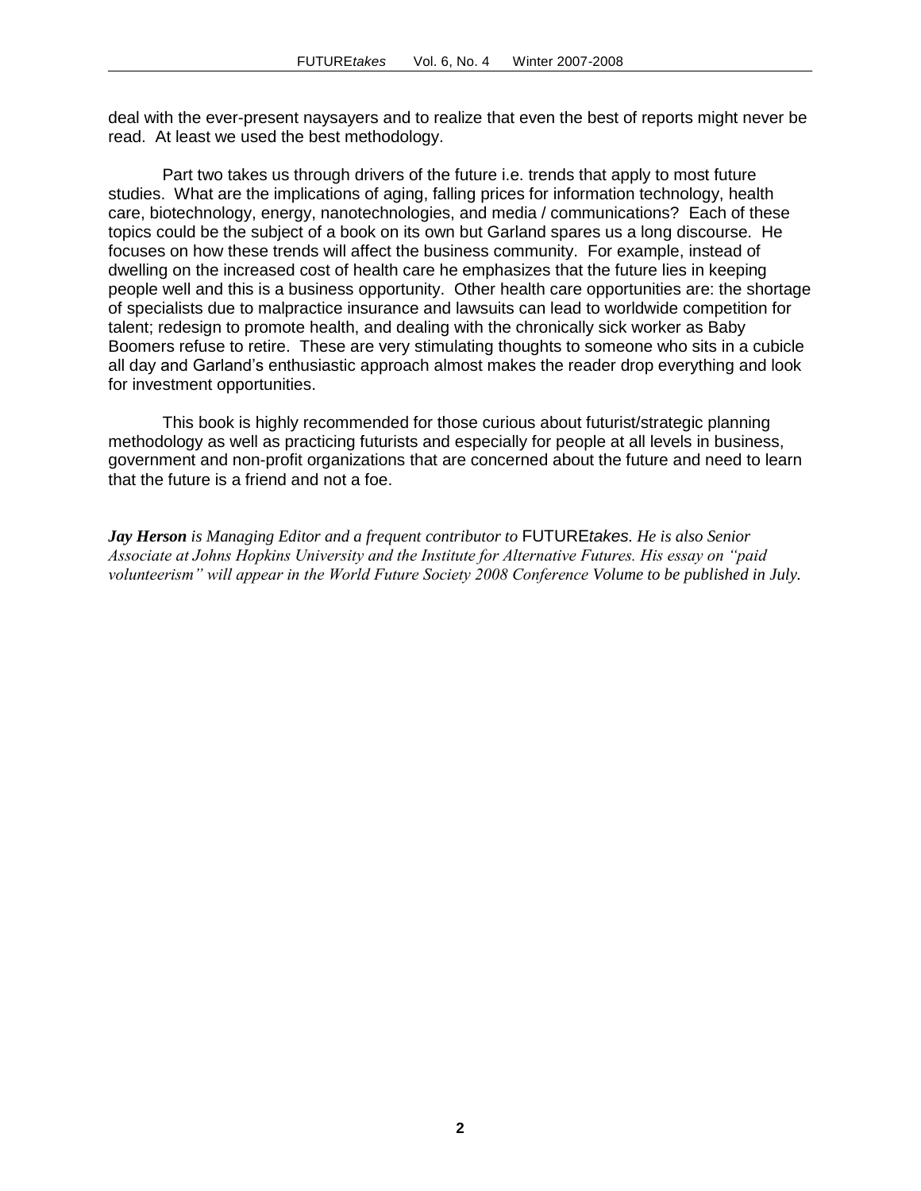deal with the ever-present naysayers and to realize that even the best of reports might never be read. At least we used the best methodology.

Part two takes us through drivers of the future i.e. trends that apply to most future studies. What are the implications of aging, falling prices for information technology, health care, biotechnology, energy, nanotechnologies, and media / communications? Each of these topics could be the subject of a book on its own but Garland spares us a long discourse. He focuses on how these trends will affect the business community. For example, instead of dwelling on the increased cost of health care he emphasizes that the future lies in keeping people well and this is a business opportunity. Other health care opportunities are: the shortage of specialists due to malpractice insurance and lawsuits can lead to worldwide competition for talent; redesign to promote health, and dealing with the chronically sick worker as Baby Boomers refuse to retire. These are very stimulating thoughts to someone who sits in a cubicle all day and Garland's enthusiastic approach almost makes the reader drop everything and look for investment opportunities.

This book is highly recommended for those curious about futurist/strategic planning methodology as well as practicing futurists and especially for people at all levels in business, government and non-profit organizations that are concerned about the future and need to learn that the future is a friend and not a foe.

***Jay Herson*** *is Managing Editor and a frequent contributor to* FUTURE*takes*. *He is also Senior Associate at Johns Hopkins University and the Institute for Alternative Futures. His essay on "paid volunteerism" will appear in the World Future Society 2008 Conference Volume to be published in July.*